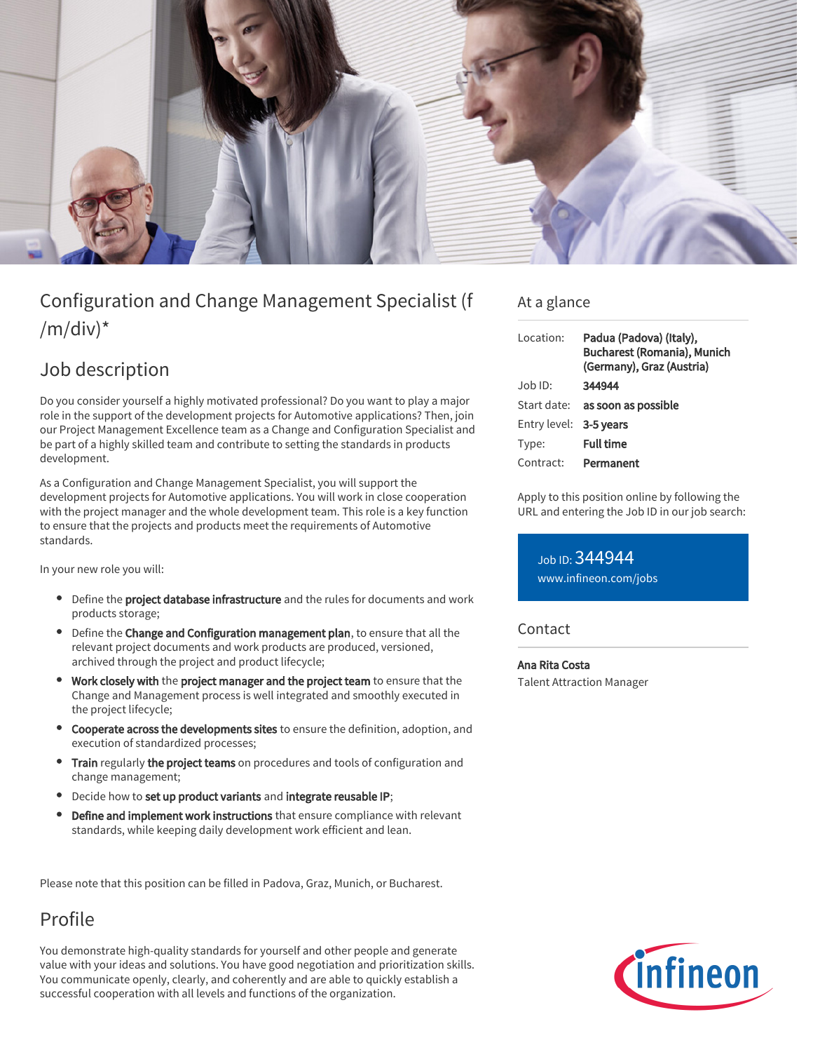# Configuration and Change Management Specialist (f /m/div)*

## Job description

Do you consider yourself a highly motivated professional? Do you want to play a major role in the support of the development projects for Automotive applications? Then, join our Project Management Excellence team as a Change and Configuration Specialist and be part of a highly skilled team and contribute to setting the standards in products development.

As a Configuration and Change Management Specialist, you will support the development projects for Automotive applications. You will work in close cooperation with the project manager and the whole development team. This role is a key function to ensure that the projects and products meet the requirements of Automotive standards.

In your new role you will:

- Define the **project database infrastructure** and the rules for documents and work products storage;
- Define the **Change and Configuration management plan**, to ensure that all the relevant project documents and work products are produced, versioned, archived through the project and product lifecycle;
- **Work closely with** the **project manager and the project team** to ensure that the Change and Management process is well integrated and smoothly executed in the project lifecycle;
- **Cooperate across the developments sites** to ensure the definition, adoption, and execution of standardized processes;
- **Train** regularly **the project teams** on procedures and tools of configuration and change management;
- Decide how to **set up product variants** and **integrate reusable IP**;
- **Define and implement work instructions** that ensure compliance with relevant standards, while keeping daily development work efficient and lean.

Please note that this position can be filled in Padova, Graz, Munich, or Bucharest.

## Profile

You demonstrate high-quality standards for yourself and other people and generate value with your ideas and solutions. You have good negotiation and prioritization skills. You communicate openly, clearly, and coherently and are able to quickly establish a successful cooperation with all levels and functions of the organization.

## At a glance

| | |
|---|---|
| Location: | **Padua (Padova) (Italy), Bucharest (Romania), Munich (Germany), Graz (Austria)** |
| Job ID: | **344944** |
| Start date: | **as soon as possible** |
| Entry level: | **3-5 years** |
| Type: | **Full time** |
| Contract: | **Permanent** |

Apply to this position online by following the URL and entering the Job ID in our job search:

Job ID: 344944
www.infineon.com/jobs

## Contact

**Ana Rita Costa**
Talent Attraction Manager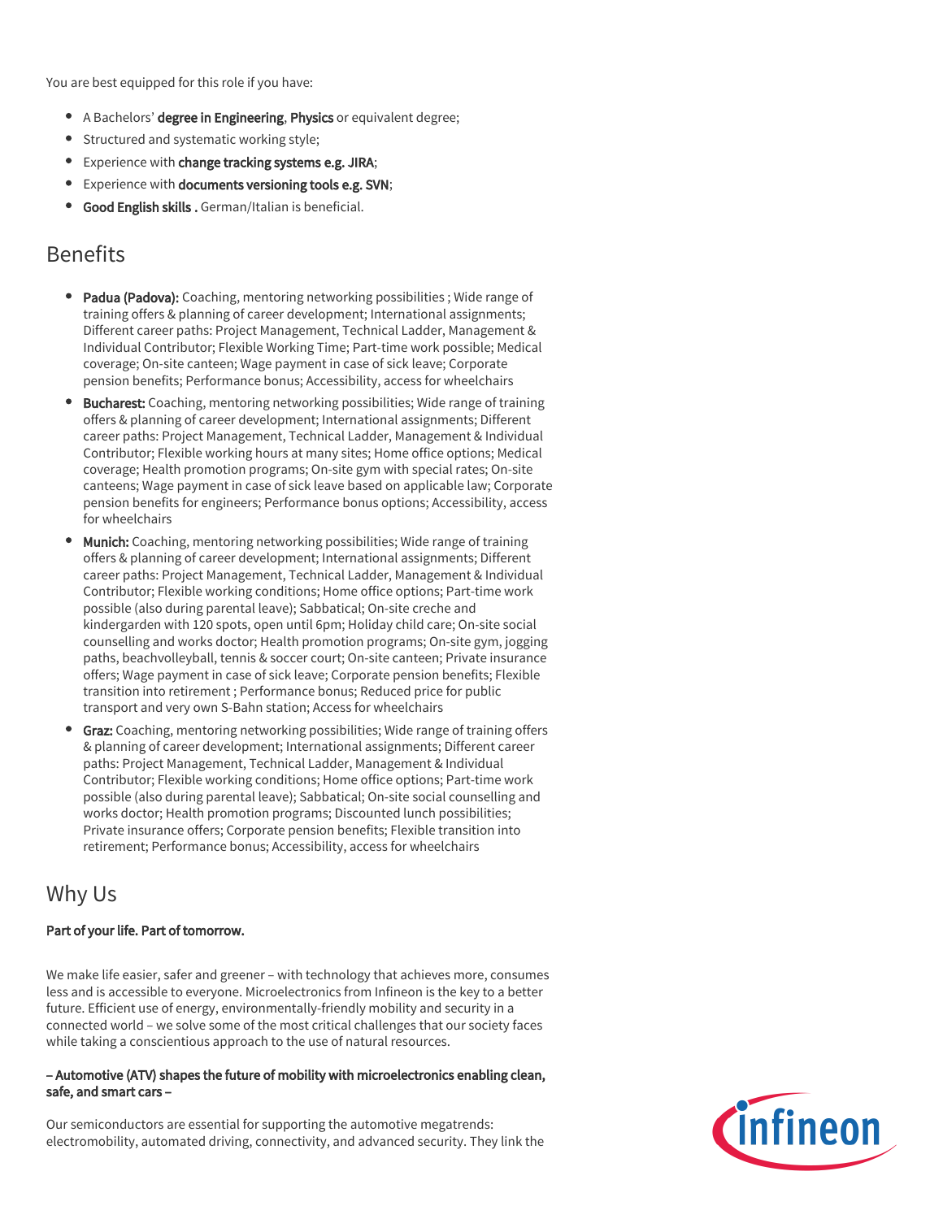You are best equipped for this role if you have:

- A Bachelors' **degree in Engineering**, **Physics** or equivalent degree;
- Structured and systematic working style;
- Experience with **change tracking systems e.g. JIRA**;
- Experience with **documents versioning tools e.g. SVN**;
- **Good English skills .** German/Italian is beneficial.

## Benefits

- **Padua (Padova):** Coaching, mentoring networking possibilities ; Wide range of training offers & planning of career development; International assignments; Different career paths: Project Management, Technical Ladder, Management & Individual Contributor; Flexible Working Time; Part-time work possible; Medical coverage; On-site canteen; Wage payment in case of sick leave; Corporate pension benefits; Performance bonus; Accessibility, access for wheelchairs
- **Bucharest:** Coaching, mentoring networking possibilities; Wide range of training offers & planning of career development; International assignments; Different career paths: Project Management, Technical Ladder, Management & Individual Contributor; Flexible working hours at many sites; Home office options; Medical coverage; Health promotion programs; On-site gym with special rates; On-site canteens; Wage payment in case of sick leave based on applicable law; Corporate pension benefits for engineers; Performance bonus options; Accessibility, access for wheelchairs
- **Munich:** Coaching, mentoring networking possibilities; Wide range of training offers & planning of career development; International assignments; Different career paths: Project Management, Technical Ladder, Management & Individual Contributor; Flexible working conditions; Home office options; Part-time work possible (also during parental leave); Sabbatical; On-site creche and kindergarden with 120 spots, open until 6pm; Holiday child care; On-site social counselling and works doctor; Health promotion programs; On-site gym, jogging paths, beachvolleyball, tennis & soccer court; On-site canteen; Private insurance offers; Wage payment in case of sick leave; Corporate pension benefits; Flexible transition into retirement ; Performance bonus; Reduced price for public transport and very own S-Bahn station; Access for wheelchairs
- **Graz:** Coaching, mentoring networking possibilities; Wide range of training offers & planning of career development; International assignments; Different career paths: Project Management, Technical Ladder, Management & Individual Contributor; Flexible working conditions; Home office options; Part-time work possible (also during parental leave); Sabbatical; On-site social counselling and works doctor; Health promotion programs; Discounted lunch possibilities; Private insurance offers; Corporate pension benefits; Flexible transition into retirement; Performance bonus; Accessibility, access for wheelchairs

## Why Us

**Part of your life. Part of tomorrow.**

We make life easier, safer and greener – with technology that achieves more, consumes less and is accessible to everyone. Microelectronics from Infineon is the key to a better future. Efficient use of energy, environmentally-friendly mobility and security in a connected world – we solve some of the most critical challenges that our society faces while taking a conscientious approach to the use of natural resources.

**– Automotive (ATV) shapes the future of mobility with microelectronics enabling clean, safe, and smart cars –**

Our semiconductors are essential for supporting the automotive megatrends: electromobility, automated driving, connectivity, and advanced security. They link the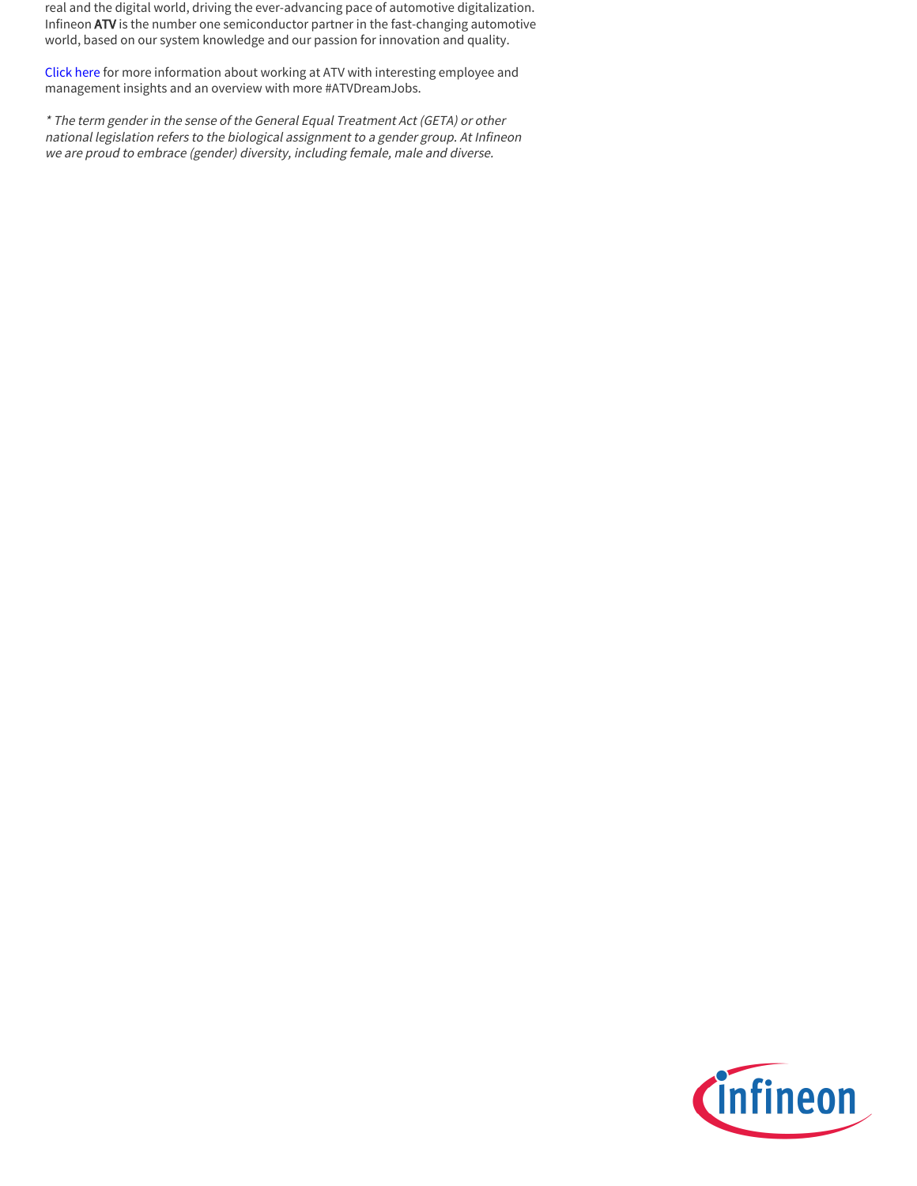real and the digital world, driving the ever-advancing pace of automotive digitalization. Infineon **ATV** is the number one semiconductor partner in the fast-changing automotive world, based on our system knowledge and our passion for innovation and quality.

Click here for more information about working at ATV with interesting employee and management insights and an overview with more #ATVDreamJobs.

*\* The term gender in the sense of the General Equal Treatment Act (GETA) or other national legislation refers to the biological assignment to a gender group. At Infineon we are proud to embrace (gender) diversity, including female, male and diverse.*